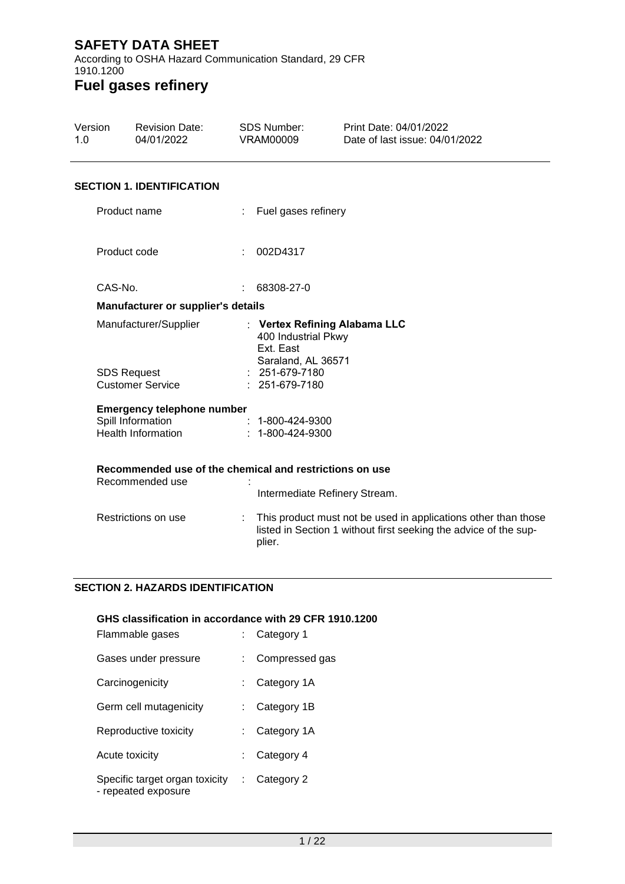# SAFETY DATA SHEET

According to OSHA Hazard Communication Standard, 29 CFR 1910.1200

# Fuel gases refinery

| Version | Revision Date: | SDS Number: | Print Date: 04/01/2022 |
|---|---|---|---|
| 1.0 | 04/01/2022 | VRAM00009 | Date of last issue: 04/01/2022 |

## SECTION 1. IDENTIFICATION

Product name : Fuel gases refinery

Product code : 002D4317

CAS-No. : 68308-27-0

### Manufacturer or supplier's details

Manufacturer/Supplier : **Vertex Refining Alabama LLC**
400 Industrial Pkwy
Ext. East
Saraland, AL 36571

SDS Request : 251-679-7180

Customer Service : 251-679-7180

### Emergency telephone number

Spill Information : 1-800-424-9300

Health Information : 1-800-424-9300

### Recommended use of the chemical and restrictions on use

Recommended use : Intermediate Refinery Stream.

Restrictions on use : This product must not be used in applications other than those listed in Section 1 without first seeking the advice of the supplier.

## SECTION 2. HAZARDS IDENTIFICATION

### GHS classification in accordance with 29 CFR 1910.1200

| | |
|---|---|
| Flammable gases | Category 1 |
| Gases under pressure | Compressed gas |
| Carcinogenicity | Category 1A |
| Germ cell mutagenicity | Category 1B |
| Reproductive toxicity | Category 1A |
| Acute toxicity | Category 4 |
| Specific target organ toxicity - repeated exposure | Category 2 |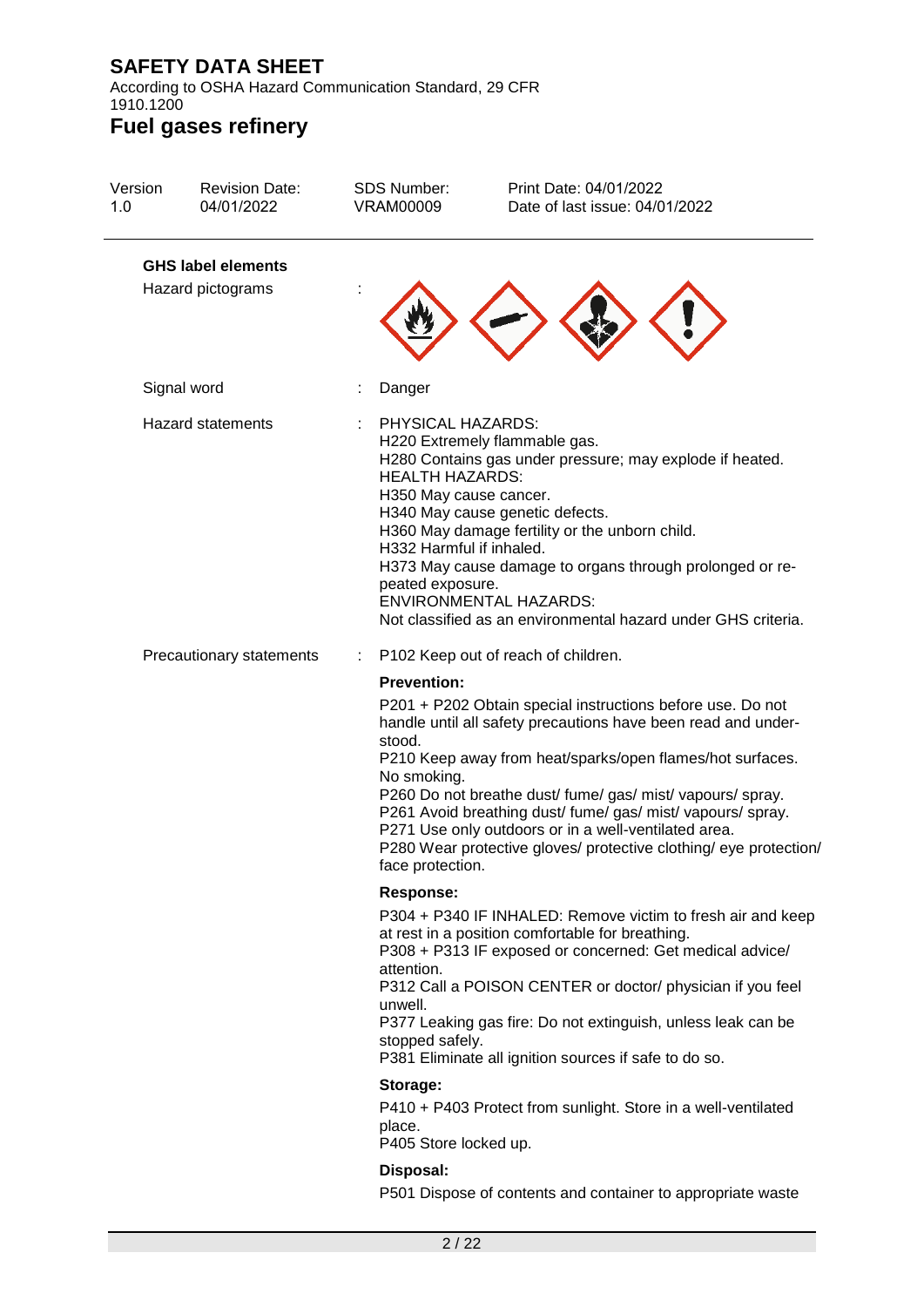### GHS label elements

| | | |
|---|---|---|
| Hazard pictograms | : | |
| Signal word | : | Danger |
| Hazard statements | : | PHYSICAL HAZARDS:<br>H220 Extremely flammable gas.<br>H280 Contains gas under pressure; may explode if heated.<br>HEALTH HAZARDS:<br>H350 May cause cancer.<br>H340 May cause genetic defects.<br>H360 May damage fertility or the unborn child.<br>H332 Harmful if inhaled.<br>H373 May cause damage to organs through prolonged or repeated exposure.<br>ENVIRONMENTAL HAZARDS:<br>Not classified as an environmental hazard under GHS criteria. |
| Precautionary statements | : | P102 Keep out of reach of children. |

**Prevention:**

P201 + P202 Obtain special instructions before use. Do not handle until all safety precautions have been read and understood.
P210 Keep away from heat/sparks/open flames/hot surfaces. No smoking.
P260 Do not breathe dust/ fume/ gas/ mist/ vapours/ spray.
P261 Avoid breathing dust/ fume/ gas/ mist/ vapours/ spray.
P271 Use only outdoors or in a well-ventilated area.
P280 Wear protective gloves/ protective clothing/ eye protection/ face protection.

**Response:**

P304 + P340 IF INHALED: Remove victim to fresh air and keep at rest in a position comfortable for breathing.
P308 + P313 IF exposed or concerned: Get medical advice/ attention.
P312 Call a POISON CENTER or doctor/ physician if you feel unwell.
P377 Leaking gas fire: Do not extinguish, unless leak can be stopped safely.
P381 Eliminate all ignition sources if safe to do so.

**Storage:**

P410 + P403 Protect from sunlight. Store in a well-ventilated place.
P405 Store locked up.

**Disposal:**

P501 Dispose of contents and container to appropriate waste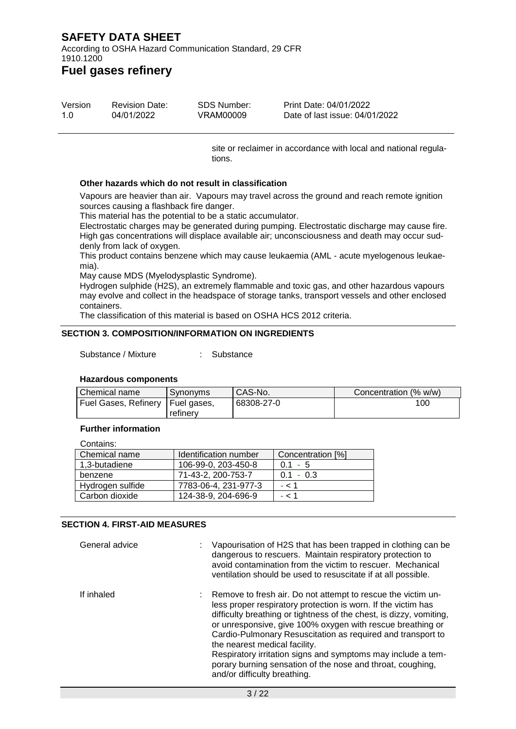site or reclaimer in accordance with local and national regulations.

**Other hazards which do not result in classification**

Vapours are heavier than air. Vapours may travel across the ground and reach remote ignition sources causing a flashback fire danger.
This material has the potential to be a static accumulator.
Electrostatic charges may be generated during pumping. Electrostatic discharge may cause fire.
High gas concentrations will displace available air; unconsciousness and death may occur suddenly from lack of oxygen.
This product contains benzene which may cause leukaemia (AML - acute myelogenous leukaemia).
May cause MDS (Myelodysplastic Syndrome).
Hydrogen sulphide (H2S), an extremely flammable and toxic gas, and other hazardous vapours may evolve and collect in the headspace of storage tanks, transport vessels and other enclosed containers.
The classification of this material is based on OSHA HCS 2012 criteria.

## SECTION 3. COMPOSITION/INFORMATION ON INGREDIENTS

Substance / Mixture : Substance

**Hazardous components**

| Chemical name | Synonyms | CAS-No. | Concentration (% w/w) |
|---|---|---|---|
| Fuel Gases, Refinery | Fuel gases, refinery | 68308-27-0 | 100 |

**Further information**

Contains:

| Chemical name | Identification number | Concentration [%] |
|---|---|---|
| 1,3-butadiene | 106-99-0, 203-450-8 | 0.1 - 5 |
| benzene | 71-43-2, 200-753-7 | 0.1 - 0.3 |
| Hydrogen sulfide | 7783-06-4, 231-977-3 | - < 1 |
| Carbon dioxide | 124-38-9, 204-696-9 | - < 1 |

## SECTION 4. FIRST-AID MEASURES

General advice : Vapourisation of H2S that has been trapped in clothing can be dangerous to rescuers. Maintain respiratory protection to avoid contamination from the victim to rescuer. Mechanical ventilation should be used to resuscitate if at all possible.

If inhaled : Remove to fresh air. Do not attempt to rescue the victim unless proper respiratory protection is worn. If the victim has difficulty breathing or tightness of the chest, is dizzy, vomiting, or unresponsive, give 100% oxygen with rescue breathing or Cardio-Pulmonary Resuscitation as required and transport to the nearest medical facility.
Respiratory irritation signs and symptoms may include a temporary burning sensation of the nose and throat, coughing, and/or difficulty breathing.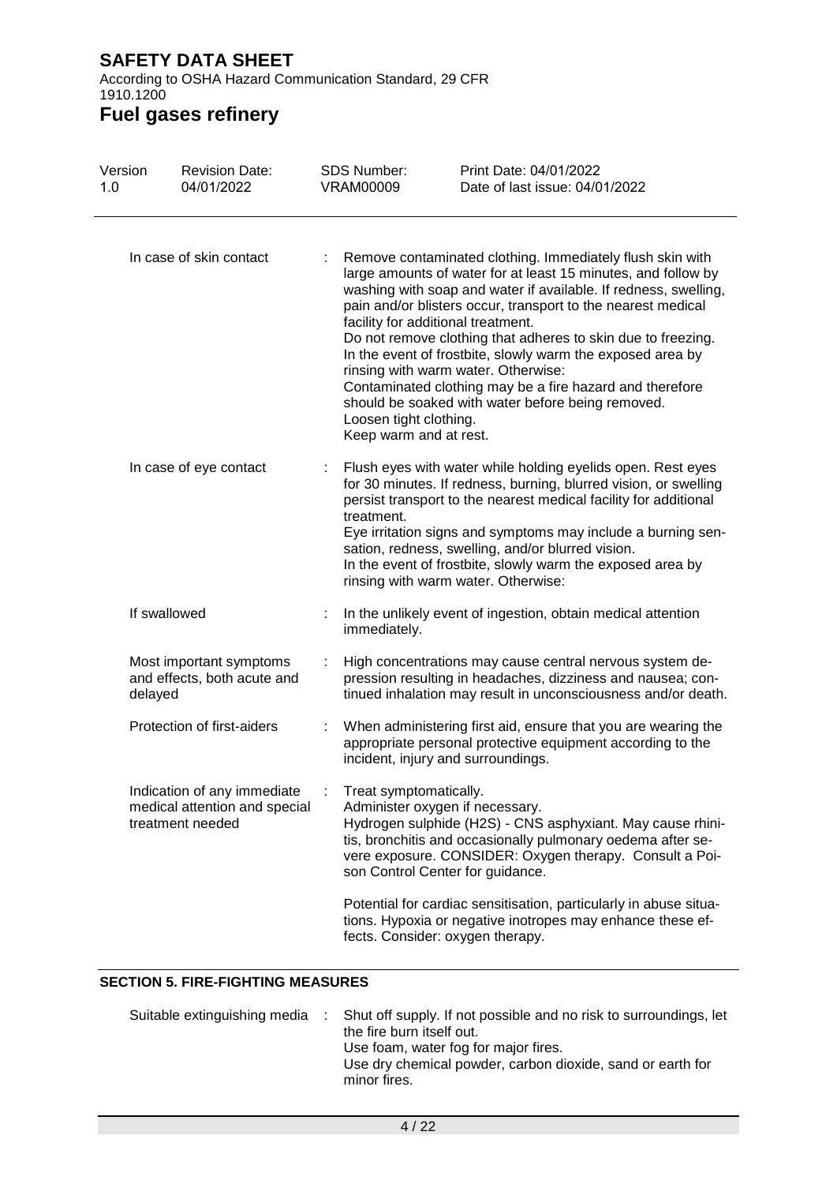| | | |
|---|---|---|
| In case of skin contact | : | Remove contaminated clothing. Immediately flush skin with large amounts of water for at least 15 minutes, and follow by washing with soap and water if available. If redness, swelling, pain and/or blisters occur, transport to the nearest medical facility for additional treatment.<br>Do not remove clothing that adheres to skin due to freezing. In the event of frostbite, slowly warm the exposed area by rinsing with warm water. Otherwise:<br>Contaminated clothing may be a fire hazard and therefore should be soaked with water before being removed.<br>Loosen tight clothing.<br>Keep warm and at rest. |
| In case of eye contact | : | Flush eyes with water while holding eyelids open. Rest eyes for 30 minutes. If redness, burning, blurred vision, or swelling persist transport to the nearest medical facility for additional treatment.<br>Eye irritation signs and symptoms may include a burning sensation, redness, swelling, and/or blurred vision.<br>In the event of frostbite, slowly warm the exposed area by rinsing with warm water. Otherwise: |
| If swallowed | : | In the unlikely event of ingestion, obtain medical attention immediately. |
| Most important symptoms and effects, both acute and delayed | : | High concentrations may cause central nervous system depression resulting in headaches, dizziness and nausea; continued inhalation may result in unconsciousness and/or death. |
| Protection of first-aiders | : | When administering first aid, ensure that you are wearing the appropriate personal protective equipment according to the incident, injury and surroundings. |
| Indication of any immediate medical attention and special treatment needed | : | Treat symptomatically.<br>Administer oxygen if necessary.<br>Hydrogen sulphide ($H_2S$) - CNS asphyxiant. May cause rhinitis, bronchitis and occasionally pulmonary oedema after severe exposure. CONSIDER: Oxygen therapy. Consult a Poison Control Center for guidance.<br><br>Potential for cardiac sensitisation, particularly in abuse situations. Hypoxia or negative inotropes may enhance these effects. Consider: oxygen therapy. |

## SECTION 5. FIRE-FIGHTING MEASURES

| | | |
|---|---|---|
| Suitable extinguishing media | : | Shut off supply. If not possible and no risk to surroundings, let the fire burn itself out.<br>Use foam, water fog for major fires.<br>Use dry chemical powder, carbon dioxide, sand or earth for minor fires. |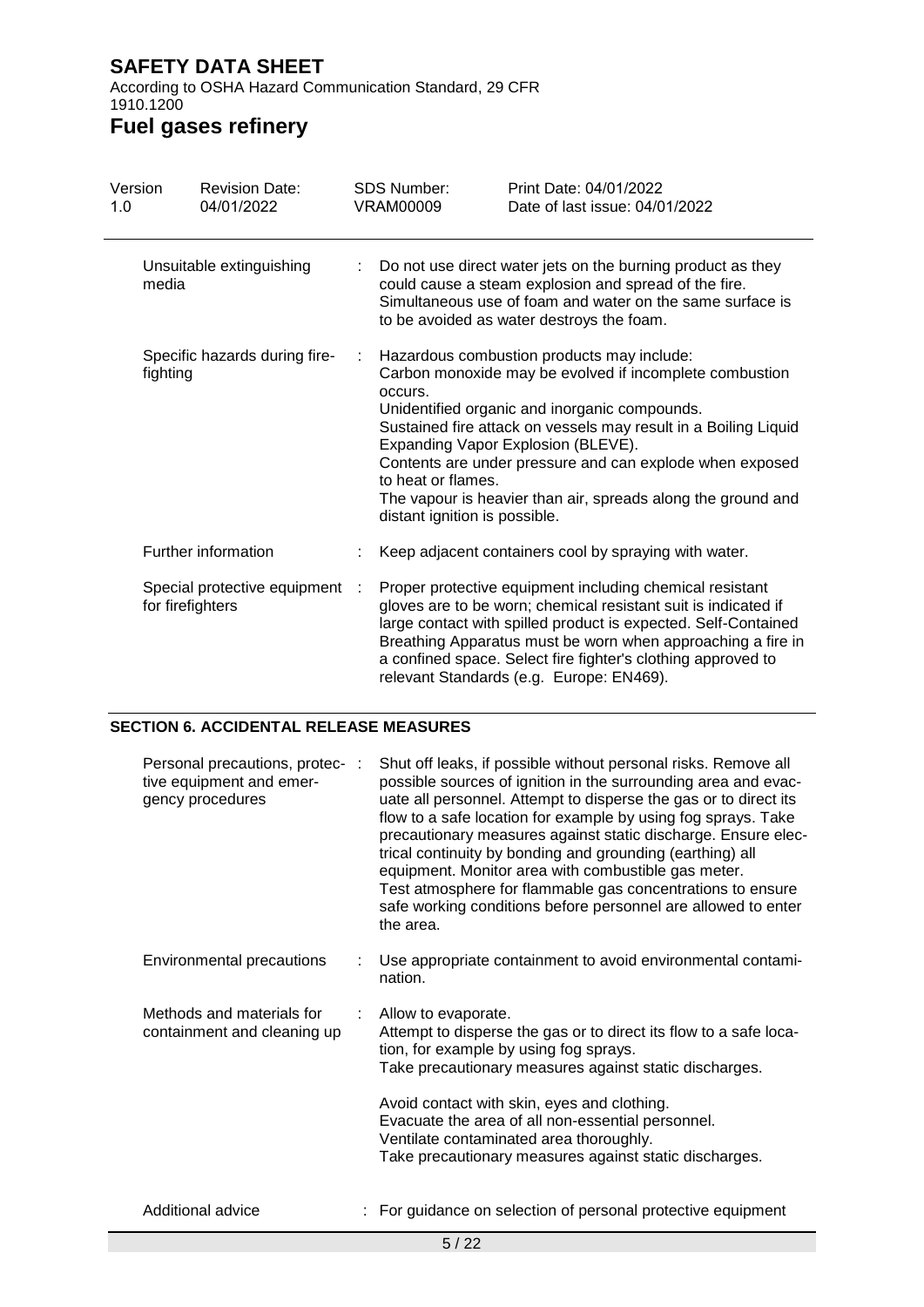| | | |
|---|---|---|
| Unsuitable extinguishing media | : | Do not use direct water jets on the burning product as they could cause a steam explosion and spread of the fire. Simultaneous use of foam and water on the same surface is to be avoided as water destroys the foam. |
| Specific hazards during fire-fighting | : | Hazardous combustion products may include: Carbon monoxide may be evolved if incomplete combustion occurs. Unidentified organic and inorganic compounds. Sustained fire attack on vessels may result in a Boiling Liquid Expanding Vapor Explosion (BLEVE). Contents are under pressure and can explode when exposed to heat or flames. The vapour is heavier than air, spreads along the ground and distant ignition is possible. |
| Further information | : | Keep adjacent containers cool by spraying with water. |
| Special protective equipment for firefighters | : | Proper protective equipment including chemical resistant gloves are to be worn; chemical resistant suit is indicated if large contact with spilled product is expected. Self-Contained Breathing Apparatus must be worn when approaching a fire in a confined space. Select fire fighter's clothing approved to relevant Standards (e.g. Europe: EN469). |

## SECTION 6. ACCIDENTAL RELEASE MEASURES

| | | |
|---|---|---|
| Personal precautions, protective equipment and emergency procedures | : | Shut off leaks, if possible without personal risks. Remove all possible sources of ignition in the surrounding area and evacuate all personnel. Attempt to disperse the gas or to direct its flow to a safe location for example by using fog sprays. Take precautionary measures against static discharge. Ensure electrical continuity by bonding and grounding (earthing) all equipment. Monitor area with combustible gas meter. Test atmosphere for flammable gas concentrations to ensure safe working conditions before personnel are allowed to enter the area. |
| Environmental precautions | : | Use appropriate containment to avoid environmental contamination. |
| Methods and materials for containment and cleaning up | : | Allow to evaporate.<br>Attempt to disperse the gas or to direct its flow to a safe location, for example by using fog sprays.<br>Take precautionary measures against static discharges.<br><br>Avoid contact with skin, eyes and clothing.<br>Evacuate the area of all non-essential personnel.<br>Ventilate contaminated area thoroughly.<br>Take precautionary measures against static discharges. |
| Additional advice | : | For guidance on selection of personal protective equipment |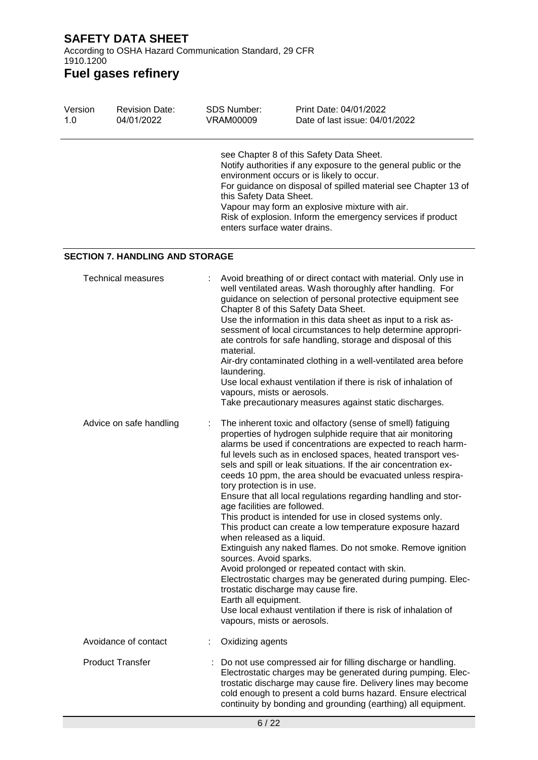see Chapter 8 of this Safety Data Sheet.
Notify authorities if any exposure to the general public or the environment occurs or is likely to occur.
For guidance on disposal of spilled material see Chapter 13 of this Safety Data Sheet.
Vapour may form an explosive mixture with air.
Risk of explosion. Inform the emergency services if product enters surface water drains.

## SECTION 7. HANDLING AND STORAGE

| | | |
|---|---|---|
| Technical measures | : | Avoid breathing of or direct contact with material. Only use in well ventilated areas. Wash thoroughly after handling. For guidance on selection of personal protective equipment see Chapter 8 of this Safety Data Sheet.<br>Use the information in this data sheet as input to a risk assessment of local circumstances to help determine appropriate controls for safe handling, storage and disposal of this material.<br>Air-dry contaminated clothing in a well-ventilated area before laundering.<br>Use local exhaust ventilation if there is risk of inhalation of vapours, mists or aerosols.<br>Take precautionary measures against static discharges. |
| Advice on safe handling | : | The inherent toxic and olfactory (sense of smell) fatiguing properties of hydrogen sulphide require that air monitoring alarms be used if concentrations are expected to reach harmful levels such as in enclosed spaces, heated transport vessels and spill or leak situations. If the air concentration exceeds 10 ppm, the area should be evacuated unless respiratory protection is in use.<br>Ensure that all local regulations regarding handling and storage facilities are followed.<br>This product is intended for use in closed systems only.<br>This product can create a low temperature exposure hazard when released as a liquid.<br>Extinguish any naked flames. Do not smoke. Remove ignition sources. Avoid sparks.<br>Avoid prolonged or repeated contact with skin.<br>Electrostatic charges may be generated during pumping. Electrostatic discharge may cause fire.<br>Earth all equipment.<br>Use local exhaust ventilation if there is risk of inhalation of vapours, mists or aerosols. |
| Avoidance of contact | : | Oxidizing agents |
| Product Transfer | : | Do not use compressed air for filling discharge or handling. Electrostatic charges may be generated during pumping. Electrostatic discharge may cause fire. Delivery lines may become cold enough to present a cold burns hazard. Ensure electrical continuity by bonding and grounding (earthing) all equipment. |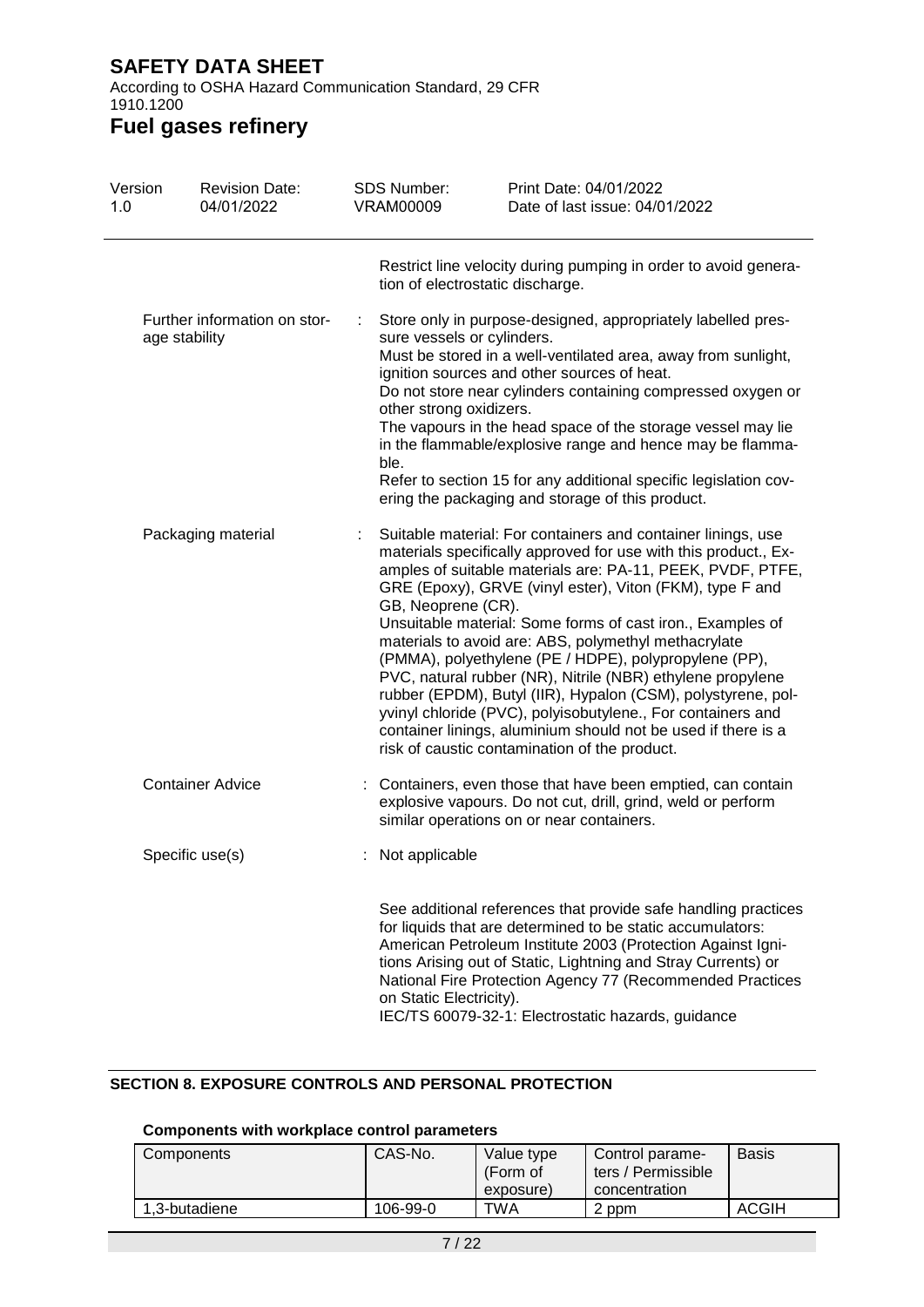Restrict line velocity during pumping in order to avoid generation of electrostatic discharge.

Further information on storage stability : Store only in purpose-designed, appropriately labelled pressure vessels or cylinders.
Must be stored in a well-ventilated area, away from sunlight, ignition sources and other sources of heat.
Do not store near cylinders containing compressed oxygen or other strong oxidizers.
The vapours in the head space of the storage vessel may lie in the flammable/explosive range and hence may be flammable.
Refer to section 15 for any additional specific legislation covering the packaging and storage of this product.

Packaging material : Suitable material: For containers and container linings, use materials specifically approved for use with this product., Examples of suitable materials are: PA-11, PEEK, PVDF, PTFE, GRE (Epoxy), GRVE (vinyl ester), Viton (FKM), type F and GB, Neoprene (CR).
Unsuitable material: Some forms of cast iron., Examples of materials to avoid are: ABS, polymethyl methacrylate (PMMA), polyethylene (PE / HDPE), polypropylene (PP), PVC, natural rubber (NR), Nitrile (NBR) ethylene propylene rubber (EPDM), Butyl (IIR), Hypalon (CSM), polystyrene, polyvinyl chloride (PVC), polyisobutylene., For containers and container linings, aluminium should not be used if there is a risk of caustic contamination of the product.

Container Advice : Containers, even those that have been emptied, can contain explosive vapours. Do not cut, drill, grind, weld or perform similar operations on or near containers.

Specific use(s) : Not applicable

See additional references that provide safe handling practices for liquids that are determined to be static accumulators: American Petroleum Institute 2003 (Protection Against Ignitions Arising out of Static, Lightning and Stray Currents) or National Fire Protection Agency 77 (Recommended Practices on Static Electricity).
IEC/TS 60079-32-1: Electrostatic hazards, guidance

## SECTION 8. EXPOSURE CONTROLS AND PERSONAL PROTECTION

### Components with workplace control parameters

| Components | CAS-No. | Value type (Form of exposure) | Control parameters / Permissible concentration | Basis |
|---|---|---|---|---|
| 1,3-butadiene | 106-99-0 | TWA | 2 ppm | ACGIH |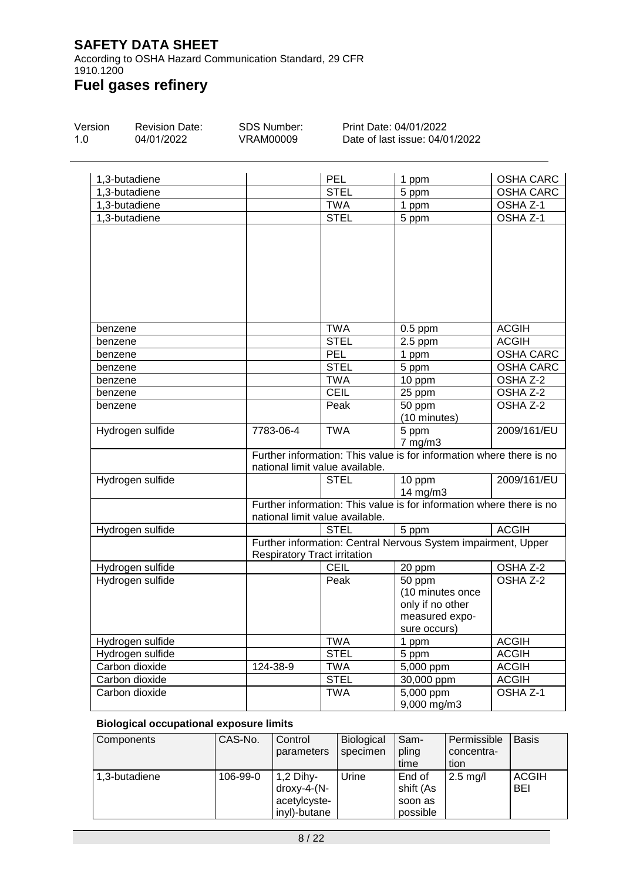# SAFETY DATA SHEET

According to OSHA Hazard Communication Standard, 29 CFR 1910.1200

# Fuel gases refinery

| Version | Revision Date: | SDS Number: | Print Date: 04/01/2022 |
|---|---|---|---|
| 1.0 | 04/01/2022 | VRAM00009 | Date of last issue: 04/01/2022 |

| | | | | |
|---|---|---|---|---|
| 1,3-butadiene | | PEL | 1 ppm | OSHA CARC |
| 1,3-butadiene | | STEL | 5 ppm | OSHA CARC |
| 1,3-butadiene | | TWA | 1 ppm | OSHA Z-1 |
| 1,3-butadiene | | STEL | 5 ppm | OSHA Z-1 |
| | | | | |
| benzene | | TWA | 0.5 ppm | ACGIH |
| benzene | | STEL | 2.5 ppm | ACGIH |
| benzene | | PEL | 1 ppm | OSHA CARC |
| benzene | | STEL | 5 ppm | OSHA CARC |
| benzene | | TWA | 10 ppm | OSHA Z-2 |
| benzene | | CEIL | 25 ppm | OSHA Z-2 |
| benzene | | Peak | 50 ppm (10 minutes) | OSHA Z-2 |
| Hydrogen sulfide | 7783-06-4 | TWA | 5 ppm 7 mg/m3 | 2009/161/EU |
| | Further information: This value is for information where there is no national limit value available. | | | |
| Hydrogen sulfide | | STEL | 10 ppm 14 mg/m3 | 2009/161/EU |
| | Further information: This value is for information where there is no national limit value available. | | | |
| Hydrogen sulfide | | STEL | 5 ppm | ACGIH |
| | Further information: Central Nervous System impairment, Upper Respiratory Tract irritation | | | |
| Hydrogen sulfide | | CEIL | 20 ppm | OSHA Z-2 |
| Hydrogen sulfide | | Peak | 50 ppm (10 minutes once only if no other measured exposure occurs) | OSHA Z-2 |
| Hydrogen sulfide | | TWA | 1 ppm | ACGIH |
| Hydrogen sulfide | | STEL | 5 ppm | ACGIH |
| Carbon dioxide | 124-38-9 | TWA | 5,000 ppm | ACGIH |
| Carbon dioxide | | STEL | 30,000 ppm | ACGIH |
| Carbon dioxide | | TWA | 5,000 ppm 9,000 mg/m3 | OSHA Z-1 |

**Biological occupational exposure limits**

| Components | CAS-No. | Control parameters | Biological specimen | Sampling time | Permissible concentration | Basis |
|---|---|---|---|---|---|---|
| 1,3-butadiene | 106-99-0 | 1,2 Dihydroxy-4-(N-acetylcysteinyl)-butane | Urine | End of shift (As soon as possible | 2.5 mg/l | ACGIH BEI |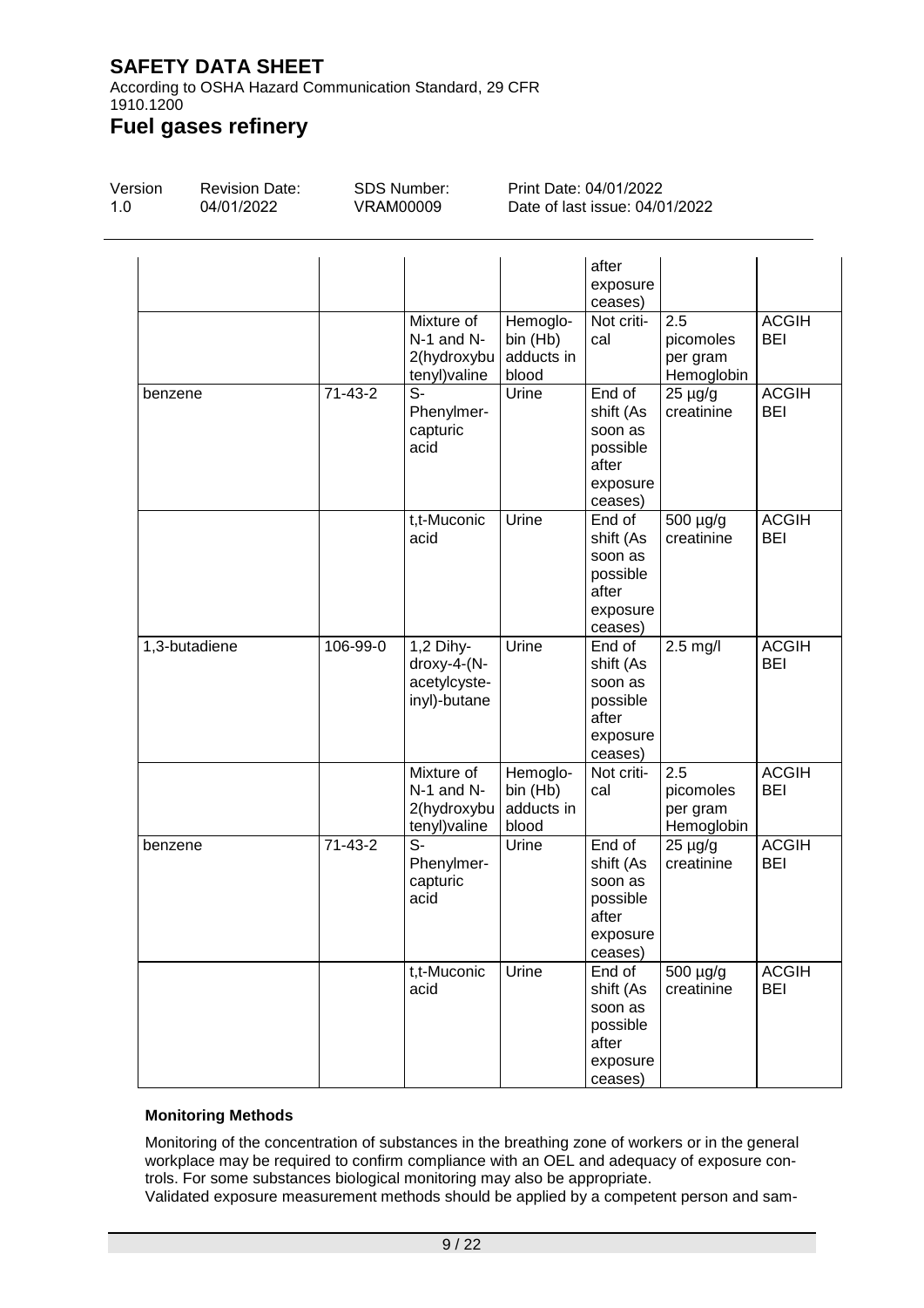| | | | | after exposure ceases) | | |
|---|---|---|---|---|---|---|
| | | Mixture of N-1 and N-2(hydroxybutenyl)valine | Hemoglobin (Hb) adducts in blood | Not critical | 2.5 picomoles per gram Hemoglobin | ACGIH BEI |
| benzene | 71-43-2 | S-Phenylmercapturic acid | Urine | End of shift (As soon as possible after exposure ceases) | 25 µg/g creatinine | ACGIH BEI |
| | | t,t-Muconic acid | Urine | End of shift (As soon as possible after exposure ceases) | 500 µg/g creatinine | ACGIH BEI |
| 1,3-butadiene | 106-99-0 | 1,2 Dihydroxy-4-(N-acetylcysteinyl)-butane | Urine | End of shift (As soon as possible after exposure ceases) | 2.5 mg/l | ACGIH BEI |
| | | Mixture of N-1 and N-2(hydroxybutenyl)valine | Hemoglobin (Hb) adducts in blood | Not critical | 2.5 picomoles per gram Hemoglobin | ACGIH BEI |
| benzene | 71-43-2 | S-Phenylmercapturic acid | Urine | End of shift (As soon as possible after exposure ceases) | 25 µg/g creatinine | ACGIH BEI |
| | | t,t-Muconic acid | Urine | End of shift (As soon as possible after exposure ceases) | 500 µg/g creatinine | ACGIH BEI |

**Monitoring Methods**

Monitoring of the concentration of substances in the breathing zone of workers or in the general workplace may be required to confirm compliance with an OEL and adequacy of exposure controls. For some substances biological monitoring may also be appropriate.
Validated exposure measurement methods should be applied by a competent person and sam-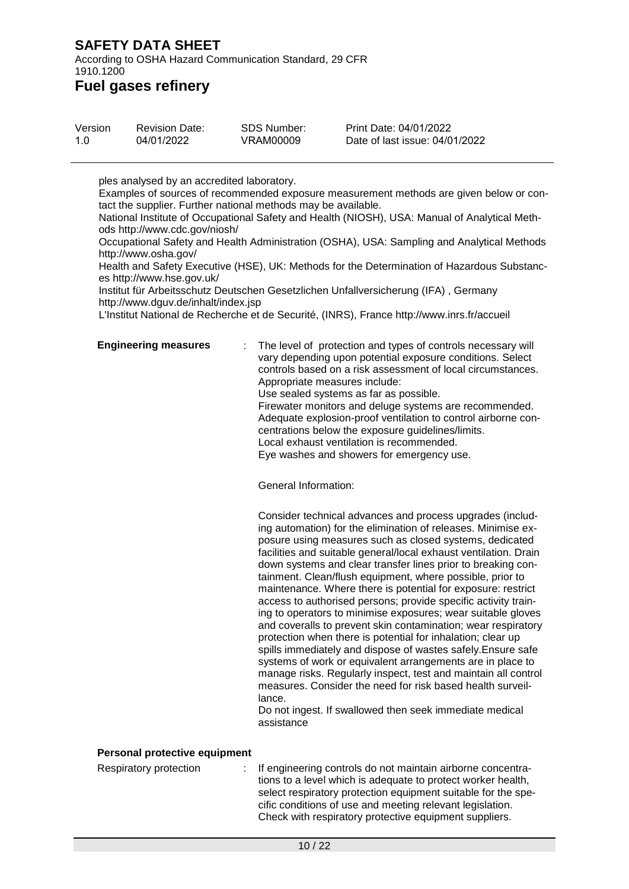ples analysed by an accredited laboratory.
Examples of sources of recommended exposure measurement methods are given below or contact the supplier. Further national methods may be available.
National Institute of Occupational Safety and Health (NIOSH), USA: Manual of Analytical Methods http://www.cdc.gov/niosh/
Occupational Safety and Health Administration (OSHA), USA: Sampling and Analytical Methods http://www.osha.gov/
Health and Safety Executive (HSE), UK: Methods for the Determination of Hazardous Substances http://www.hse.gov.uk/
Institut für Arbeitsschutz Deutschen Gesetzlichen Unfallversicherung (IFA) , Germany http://www.dguv.de/inhalt/index.jsp
L'Institut National de Recherche et de Securité, (INRS), France http://www.inrs.fr/accueil

**Engineering measures** : The level of protection and types of controls necessary will vary depending upon potential exposure conditions. Select controls based on a risk assessment of local circumstances.
Appropriate measures include:
Use sealed systems as far as possible.
Firewater monitors and deluge systems are recommended.
Adequate explosion-proof ventilation to control airborne concentrations below the exposure guidelines/limits.
Local exhaust ventilation is recommended.
Eye washes and showers for emergency use.

General Information:

Consider technical advances and process upgrades (including automation) for the elimination of releases. Minimise exposure using measures such as closed systems, dedicated facilities and suitable general/local exhaust ventilation. Drain down systems and clear transfer lines prior to breaking containment. Clean/flush equipment, where possible, prior to maintenance. Where there is potential for exposure: restrict access to authorised persons; provide specific activity training to operators to minimise exposures; wear suitable gloves and coveralls to prevent skin contamination; wear respiratory protection when there is potential for inhalation; clear up spills immediately and dispose of wastes safely.Ensure safe systems of work or equivalent arrangements are in place to manage risks. Regularly inspect, test and maintain all control measures. Consider the need for risk based health surveillance.
Do not ingest. If swallowed then seek immediate medical assistance

**Personal protective equipment**

Respiratory protection : If engineering controls do not maintain airborne concentrations to a level which is adequate to protect worker health, select respiratory protection equipment suitable for the specific conditions of use and meeting relevant legislation.
Check with respiratory protective equipment suppliers.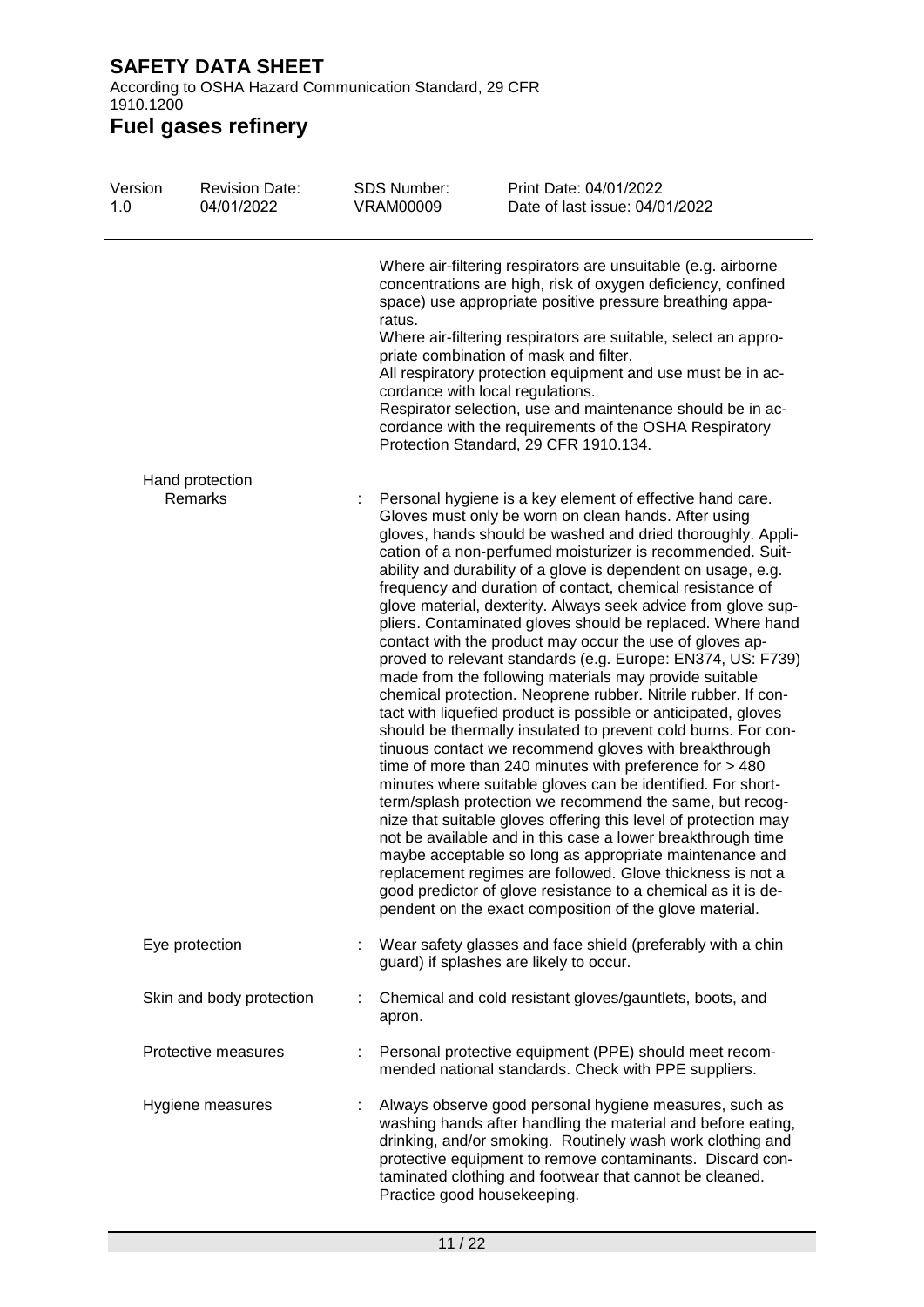Where air-filtering respirators are unsuitable (e.g. airborne concentrations are high, risk of oxygen deficiency, confined space) use appropriate positive pressure breathing apparatus.
Where air-filtering respirators are suitable, select an appropriate combination of mask and filter.
All respiratory protection equipment and use must be in accordance with local regulations.
Respirator selection, use and maintenance should be in accordance with the requirements of the OSHA Respiratory Protection Standard, 29 CFR 1910.134.

Hand protection

| | |
|---|---|
| Remarks | : Personal hygiene is a key element of effective hand care. Gloves must only be worn on clean hands. After using gloves, hands should be washed and dried thoroughly. Application of a non-perfumed moisturizer is recommended. Suitability and durability of a glove is dependent on usage, e.g. frequency and duration of contact, chemical resistance of glove material, dexterity. Always seek advice from glove suppliers. Contaminated gloves should be replaced. Where hand contact with the product may occur the use of gloves approved to relevant standards (e.g. Europe: EN374, US: F739) made from the following materials may provide suitable chemical protection. Neoprene rubber. Nitrile rubber. If contact with liquefied product is possible or anticipated, gloves should be thermally insulated to prevent cold burns. For continuous contact we recommend gloves with breakthrough time of more than 240 minutes with preference for > 480 minutes where suitable gloves can be identified. For short-term/splash protection we recommend the same, but recognize that suitable gloves offering this level of protection may not be available and in this case a lower breakthrough time maybe acceptable so long as appropriate maintenance and replacement regimes are followed. Glove thickness is not a good predictor of glove resistance to a chemical as it is dependent on the exact composition of the glove material. |
| Eye protection | : Wear safety glasses and face shield (preferably with a chin guard) if splashes are likely to occur. |
| Skin and body protection | : Chemical and cold resistant gloves/gauntlets, boots, and apron. |
| Protective measures | : Personal protective equipment (PPE) should meet recommended national standards. Check with PPE suppliers. |
| Hygiene measures | : Always observe good personal hygiene measures, such as washing hands after handling the material and before eating, drinking, and/or smoking. Routinely wash work clothing and protective equipment to remove contaminants. Discard contaminated clothing and footwear that cannot be cleaned. Practice good housekeeping. |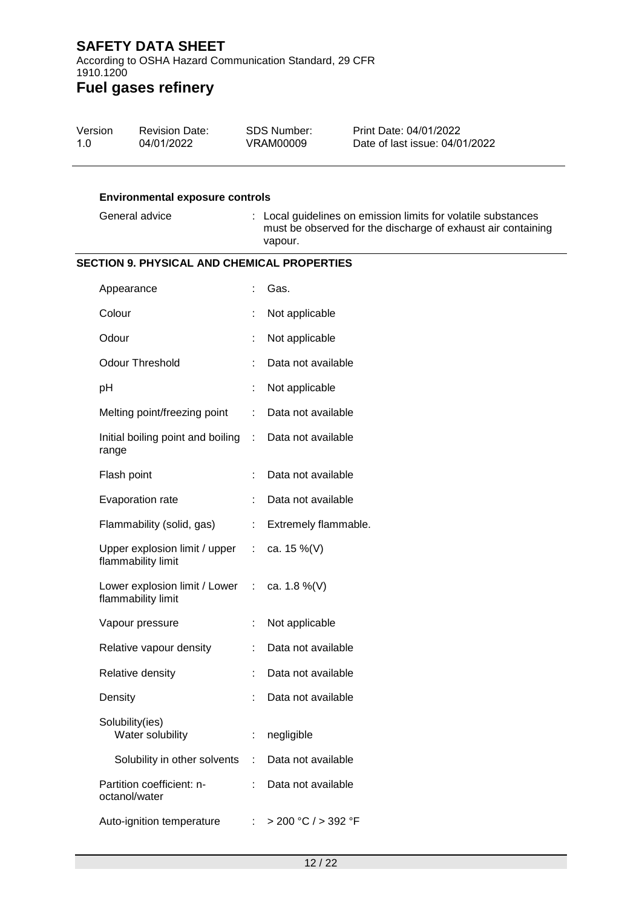**Environmental exposure controls**

| | | |
|---|---|---|
| General advice | : | Local guidelines on emission limits for volatile substances must be observed for the discharge of exhaust air containing vapour. |

## SECTION 9. PHYSICAL AND CHEMICAL PROPERTIES

| | | |
|---|---|---|
| Appearance | : | Gas. |
| Colour | : | Not applicable |
| Odour | : | Not applicable |
| Odour Threshold | : | Data not available |
| pH | : | Not applicable |
| Melting point/freezing point | : | Data not available |
| Initial boiling point and boiling range | : | Data not available |
| Flash point | : | Data not available |
| Evaporation rate | : | Data not available |
| Flammability (solid, gas) | : | Extremely flammable. |
| Upper explosion limit / upper flammability limit | : | ca. 15 %(V) |
| Lower explosion limit / Lower flammability limit | : | ca. 1.8 %(V) |
| Vapour pressure | : | Not applicable |
| Relative vapour density | : | Data not available |
| Relative density | : | Data not available |
| Density | : | Data not available |
| Solubility(ies) Water solubility | : | negligible |
| Solubility in other solvents | : | Data not available |
| Partition coefficient: n-octanol/water | : | Data not available |
| Auto-ignition temperature | : | > 200 °C / > 392 °F |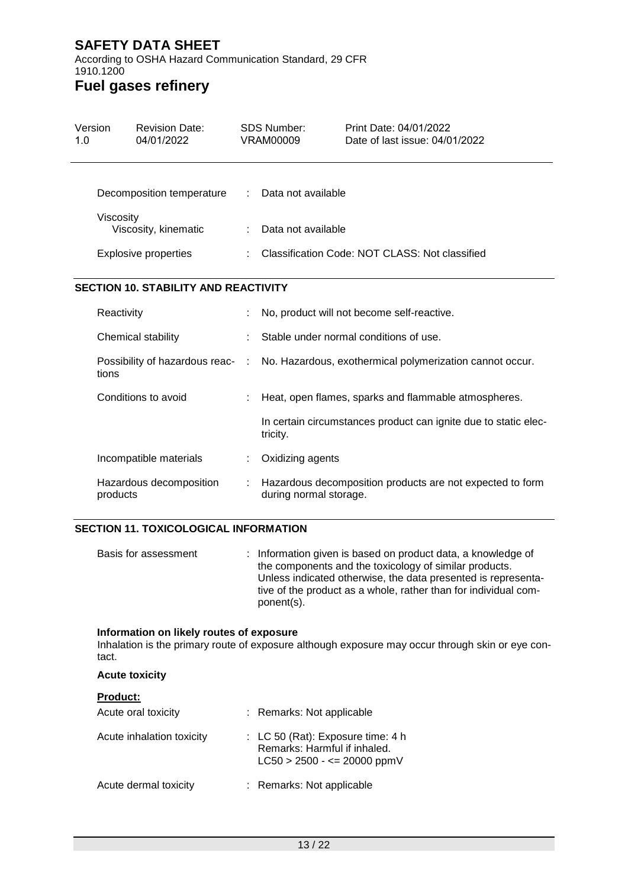| | | |
|---|---|---|
| Decomposition temperature | : | Data not available |
| Viscosity | | |
| Viscosity, kinematic | : | Data not available |
| Explosive properties | : | Classification Code: NOT CLASS: Not classified |

## SECTION 10. STABILITY AND REACTIVITY

| | | |
|---|---|---|
| Reactivity | : | No, product will not become self-reactive. |
| Chemical stability | : | Stable under normal conditions of use. |
| Possibility of hazardous reactions | : | No. Hazardous, exothermical polymerization cannot occur. |
| Conditions to avoid | : | Heat, open flames, sparks and flammable atmospheres.<br><br>In certain circumstances product can ignite due to static electricity. |
| Incompatible materials | : | Oxidizing agents |
| Hazardous decomposition products | : | Hazardous decomposition products are not expected to form during normal storage. |

## SECTION 11. TOXICOLOGICAL INFORMATION

| | | |
|---|---|---|
| Basis for assessment | : | Information given is based on product data, a knowledge of the components and the toxicology of similar products. Unless indicated otherwise, the data presented is representative of the product as a whole, rather than for individual component(s). |

**Information on likely routes of exposure**

Inhalation is the primary route of exposure although exposure may occur through skin or eye contact.

**Acute toxicity**

**Product:**

| | | |
|---|---|---|
| Acute oral toxicity | : | Remarks: Not applicable |
| Acute inhalation toxicity | : | LC 50 (Rat): Exposure time: 4 h<br>Remarks: Harmful if inhaled.<br>LC50 > 2500 - <= 20000 ppmV |
| Acute dermal toxicity | : | Remarks: Not applicable |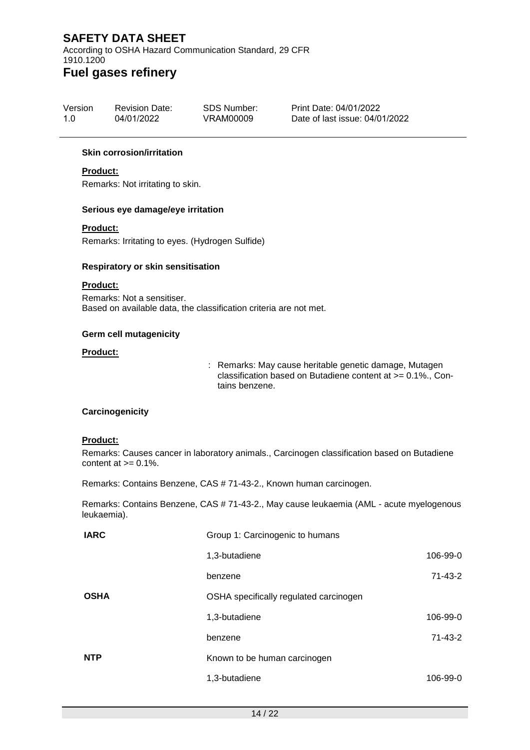**Skin corrosion/irritation**

**Product:**

Remarks: Not irritating to skin.

**Serious eye damage/eye irritation**

**Product:**

Remarks: Irritating to eyes. (Hydrogen Sulfide)

**Respiratory or skin sensitisation**

**Product:**

Remarks: Not a sensitiser.
Based on available data, the classification criteria are not met.

**Germ cell mutagenicity**

**Product:**

: Remarks: May cause heritable genetic damage, Mutagen classification based on Butadiene content at >= 0.1%., Contains benzene.

**Carcinogenicity**

**Product:**

Remarks: Causes cancer in laboratory animals., Carcinogen classification based on Butadiene content at >= 0.1%.

Remarks: Contains Benzene, CAS # 71-43-2., Known human carcinogen.

Remarks: Contains Benzene, CAS # 71-43-2., May cause leukaemia (AML - acute myelogenous leukaemia).

| | | |
|---|---|---|
| **IARC** | Group 1: Carcinogenic to humans | |
| | 1,3-butadiene | 106-99-0 |
| | benzene | 71-43-2 |
| **OSHA** | OSHA specifically regulated carcinogen | |
| | 1,3-butadiene | 106-99-0 |
| | benzene | 71-43-2 |
| **NTP** | Known to be human carcinogen | |
| | 1,3-butadiene | 106-99-0 |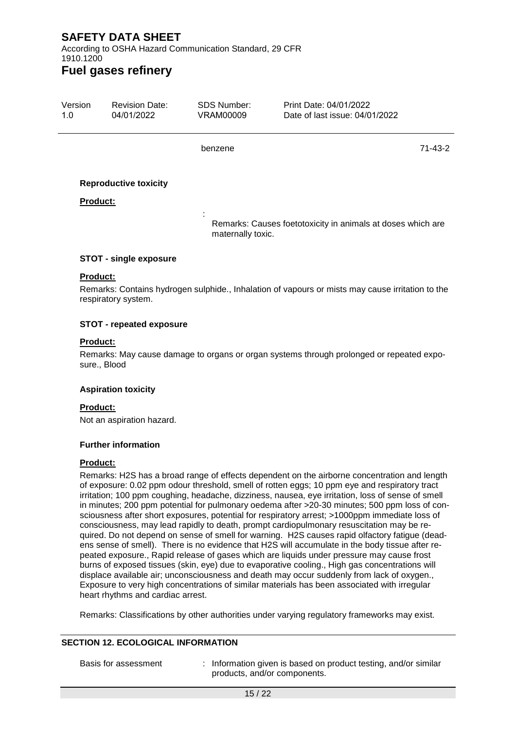| | |
|---|---|
| benzene | 71-43-2 |

**Reproductive toxicity**

**Product:**

: Remarks: Causes foetotoxicity in animals at doses which are maternally toxic.

**STOT - single exposure**

**Product:**

Remarks: Contains hydrogen sulphide., Inhalation of vapours or mists may cause irritation to the respiratory system.

**STOT - repeated exposure**

**Product:**

Remarks: May cause damage to organs or organ systems through prolonged or repeated exposure., Blood

**Aspiration toxicity**

**Product:**

Not an aspiration hazard.

**Further information**

**Product:**

Remarks: H2S has a broad range of effects dependent on the airborne concentration and length of exposure: 0.02 ppm odour threshold, smell of rotten eggs; 10 ppm eye and respiratory tract irritation; 100 ppm coughing, headache, dizziness, nausea, eye irritation, loss of sense of smell in minutes; 200 ppm potential for pulmonary oedema after >20-30 minutes; 500 ppm loss of consciousness after short exposures, potential for respiratory arrest; >1000ppm immediate loss of consciousness, may lead rapidly to death, prompt cardiopulmonary resuscitation may be required. Do not depend on sense of smell for warning. H2S causes rapid olfactory fatigue (deadens sense of smell). There is no evidence that H2S will accumulate in the body tissue after repeated exposure., Rapid release of gases which are liquids under pressure may cause frost burns of exposed tissues (skin, eye) due to evaporative cooling., High gas concentrations will displace available air; unconsciousness and death may occur suddenly from lack of oxygen., Exposure to very high concentrations of similar materials has been associated with irregular heart rhythms and cardiac arrest.

Remarks: Classifications by other authorities under varying regulatory frameworks may exist.

## SECTION 12. ECOLOGICAL INFORMATION

Basis for assessment : Information given is based on product testing, and/or similar products, and/or components.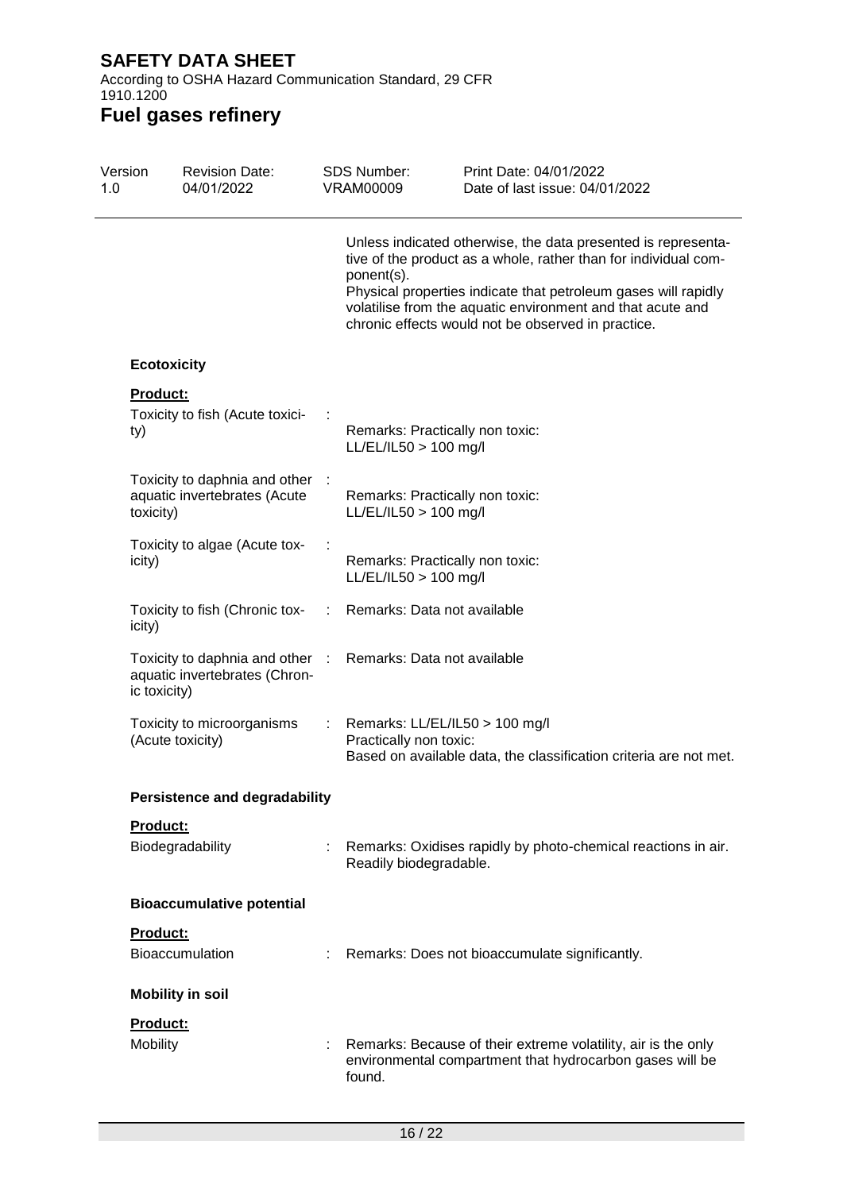Unless indicated otherwise, the data presented is representative of the product as a whole, rather than for individual component(s).
Physical properties indicate that petroleum gases will rapidly volatilise from the aquatic environment and that acute and chronic effects would not be observed in practice.

### Ecotoxicity

**Product:**

| | | |
|---|---|---|
| Toxicity to fish (Acute toxicity) | : | Remarks: Practically non toxic: LL/EL/IL50 > 100 mg/l |
| Toxicity to daphnia and other aquatic invertebrates (Acute toxicity) | : | Remarks: Practically non toxic: LL/EL/IL50 > 100 mg/l |
| Toxicity to algae (Acute toxicity) | : | Remarks: Practically non toxic: LL/EL/IL50 > 100 mg/l |
| Toxicity to fish (Chronic toxicity) | : | Remarks: Data not available |
| Toxicity to daphnia and other aquatic invertebrates (Chronic toxicity) | : | Remarks: Data not available |
| Toxicity to microorganisms (Acute toxicity) | : | Remarks: LL/EL/IL50 > 100 mg/l Practically non toxic: Based on available data, the classification criteria are not met. |

### Persistence and degradability

**Product:**

| | | |
|---|---|---|
| Biodegradability | : | Remarks: Oxidises rapidly by photo-chemical reactions in air. Readily biodegradable. |

### Bioaccumulative potential

**Product:**

| | | |
|---|---|---|
| Bioaccumulation | : | Remarks: Does not bioaccumulate significantly. |

### Mobility in soil

**Product:**

| | | |
|---|---|---|
| Mobility | : | Remarks: Because of their extreme volatility, air is the only environmental compartment that hydrocarbon gases will be found. |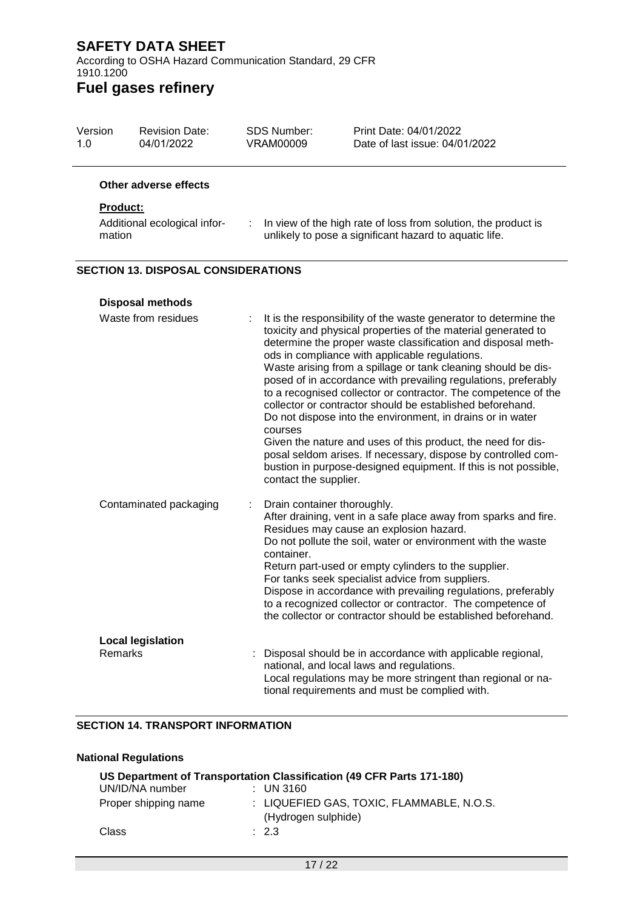**Other adverse effects**

**Product:**

| | |
|---|---|
| Additional ecological information | : In view of the high rate of loss from solution, the product is unlikely to pose a significant hazard to aquatic life. |

## SECTION 13. DISPOSAL CONSIDERATIONS

**Disposal methods**

| | |
|---|---|
| Waste from residues | : It is the responsibility of the waste generator to determine the toxicity and physical properties of the material generated to determine the proper waste classification and disposal methods in compliance with applicable regulations.<br>Waste arising from a spillage or tank cleaning should be disposed of in accordance with prevailing regulations, preferably to a recognised collector or contractor. The competence of the collector or contractor should be established beforehand.<br>Do not dispose into the environment, in drains or in water courses<br>Given the nature and uses of this product, the need for disposal seldom arises. If necessary, dispose by controlled combustion in purpose-designed equipment. If this is not possible, contact the supplier. |
| Contaminated packaging | : Drain container thoroughly.<br>After draining, vent in a safe place away from sparks and fire.<br>Residues may cause an explosion hazard.<br>Do not pollute the soil, water or environment with the waste container.<br>Return part-used or empty cylinders to the supplier.<br>For tanks seek specialist advice from suppliers.<br>Dispose in accordance with prevailing regulations, preferably to a recognized collector or contractor. The competence of the collector or contractor should be established beforehand. |

**Local legislation**

| | |
|---|---|
| Remarks | : Disposal should be in accordance with applicable regional, national, and local laws and regulations.<br>Local regulations may be more stringent than regional or national requirements and must be complied with. |

## SECTION 14. TRANSPORT INFORMATION

**National Regulations**

**US Department of Transportation Classification (49 CFR Parts 171-180)**

| | |
|---|---|
| UN/ID/NA number | : UN 3160 |
| Proper shipping name | : LIQUEFIED GAS, TOXIC, FLAMMABLE, N.O.S. (Hydrogen sulphide) |
| Class | : 2.3 |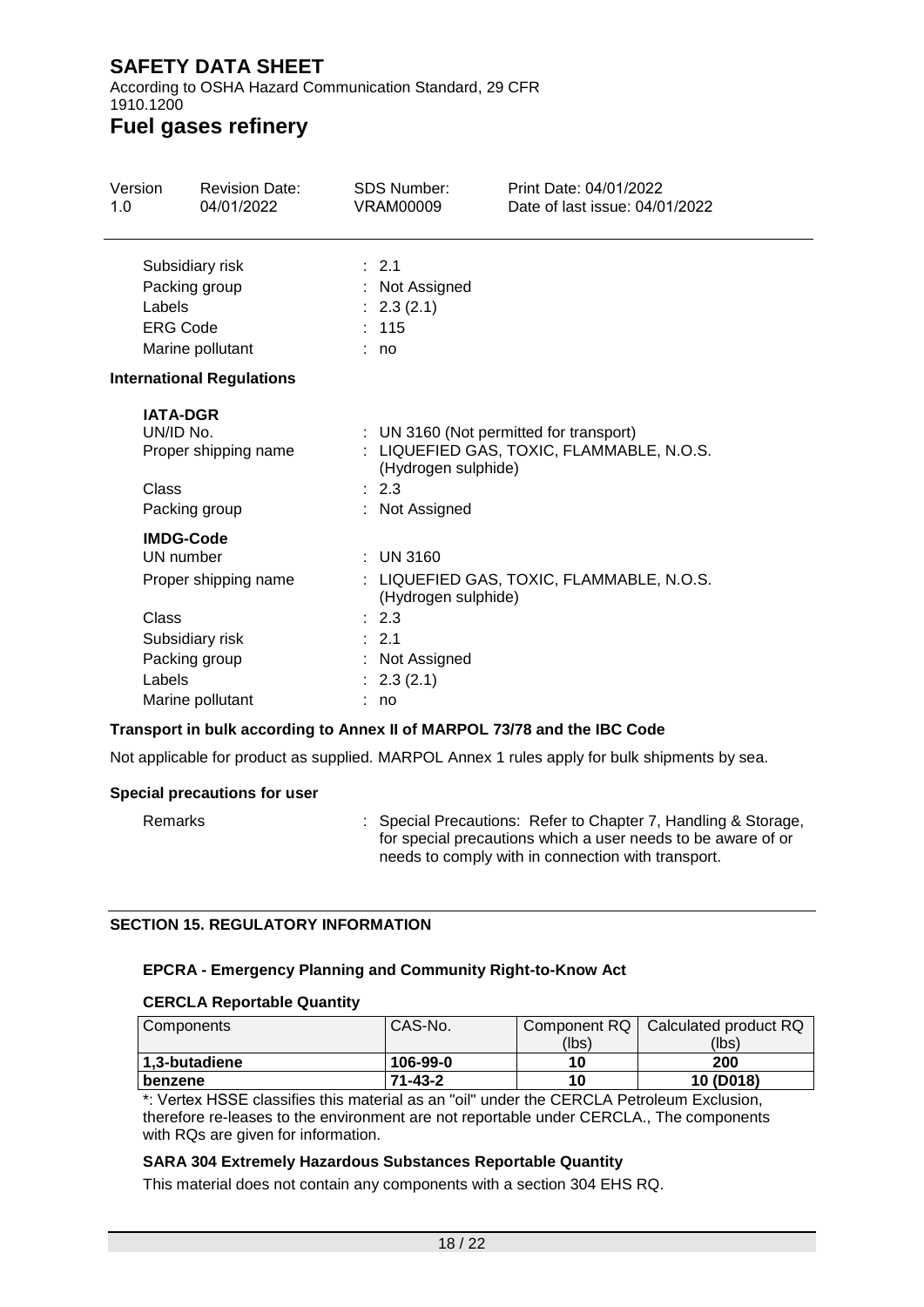| | |
|---|---|
| Subsidiary risk | : 2.1 |
| Packing group | : Not Assigned |
| Labels | : 2.3 (2.1) |
| ERG Code | : 115 |
| Marine pollutant | : no |

**International Regulations**

**IATA-DGR**

| | |
|---|---|
| UN/ID No. | : UN 3160 (Not permitted for transport) |
| Proper shipping name | : LIQUEFIED GAS, TOXIC, FLAMMABLE, N.O.S. (Hydrogen sulphide) |
| Class | : 2.3 |
| Packing group | : Not Assigned |

**IMDG-Code**

| | |
|---|---|
| UN number | : UN 3160 |
| Proper shipping name | : LIQUEFIED GAS, TOXIC, FLAMMABLE, N.O.S. (Hydrogen sulphide) |
| Class | : 2.3 |
| Subsidiary risk | : 2.1 |
| Packing group | : Not Assigned |
| Labels | : 2.3 (2.1) |
| Marine pollutant | : no |

**Transport in bulk according to Annex II of MARPOL 73/78 and the IBC Code**

Not applicable for product as supplied. MARPOL Annex 1 rules apply for bulk shipments by sea.

**Special precautions for user**

Remarks : Special Precautions: Refer to Chapter 7, Handling & Storage, for special precautions which a user needs to be aware of or needs to comply with in connection with transport.

## SECTION 15. REGULATORY INFORMATION

**EPCRA - Emergency Planning and Community Right-to-Know Act**

**CERCLA Reportable Quantity**

| Components | CAS-No. | Component RQ (lbs) | Calculated product RQ (lbs) |
|---|---|---|---|
| **1,3-butadiene** | **106-99-0** | **10** | **200** |
| **benzene** | **71-43-2** | **10** | **10 (D018)** |

*: Vertex HSSE classifies this material as an "oil" under the CERCLA Petroleum Exclusion, therefore re-leases to the environment are not reportable under CERCLA., The components with RQs are given for information.

**SARA 304 Extremely Hazardous Substances Reportable Quantity**

This material does not contain any components with a section 304 EHS RQ.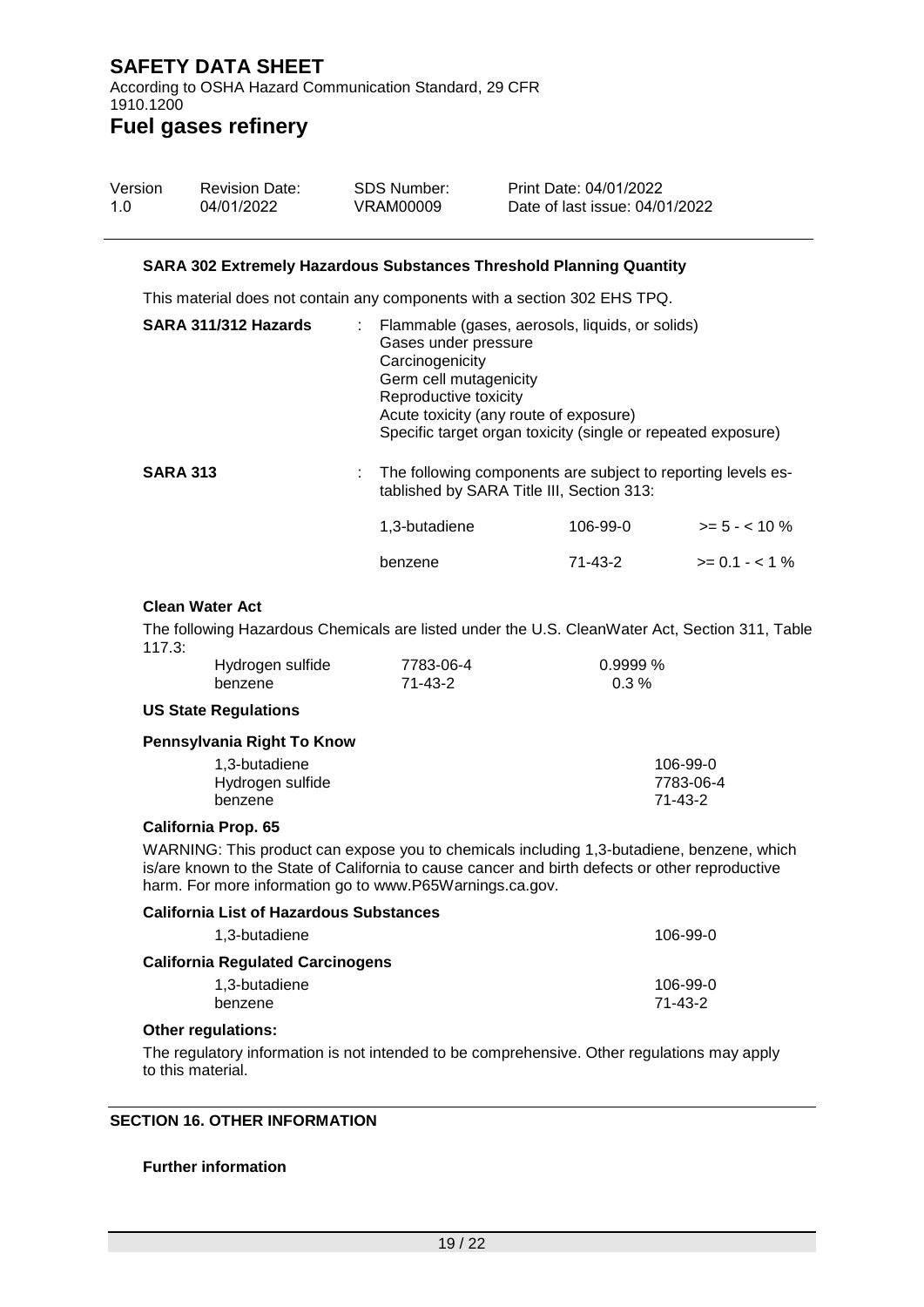**SARA 302 Extremely Hazardous Substances Threshold Planning Quantity**

This material does not contain any components with a section 302 EHS TPQ.

**SARA 311/312 Hazards** : Flammable (gases, aerosols, liquids, or solids)
Gases under pressure
Carcinogenicity
Germ cell mutagenicity
Reproductive toxicity
Acute toxicity (any route of exposure)
Specific target organ toxicity (single or repeated exposure)

**SARA 313** : The following components are subject to reporting levels established by SARA Title III, Section 313:

| | | |
|---|---|---|
| 1,3-butadiene | 106-99-0 | >= 5 - < 10 % |
| benzene | 71-43-2 | >= 0.1 - < 1 % |

**Clean Water Act**

The following Hazardous Chemicals are listed under the U.S. CleanWater Act, Section 311, Table 117.3:

| | | |
|---|---|---|
| Hydrogen sulfide | 7783-06-4 | 0.9999 % |
| benzene | 71-43-2 | 0.3 % |

**US State Regulations**

**Pennsylvania Right To Know**

| | |
|---|---|
| 1,3-butadiene | 106-99-0 |
| Hydrogen sulfide | 7783-06-4 |
| benzene | 71-43-2 |

**California Prop. 65**

WARNING: This product can expose you to chemicals including 1,3-butadiene, benzene, which is/are known to the State of California to cause cancer and birth defects or other reproductive harm. For more information go to www.P65Warnings.ca.gov.

**California List of Hazardous Substances**

| | |
|---|---|
| 1,3-butadiene | 106-99-0 |

**California Regulated Carcinogens**

| | |
|---|---|
| 1,3-butadiene | 106-99-0 |
| benzene | 71-43-2 |

**Other regulations:**

The regulatory information is not intended to be comprehensive. Other regulations may apply to this material.

## SECTION 16. OTHER INFORMATION

**Further information**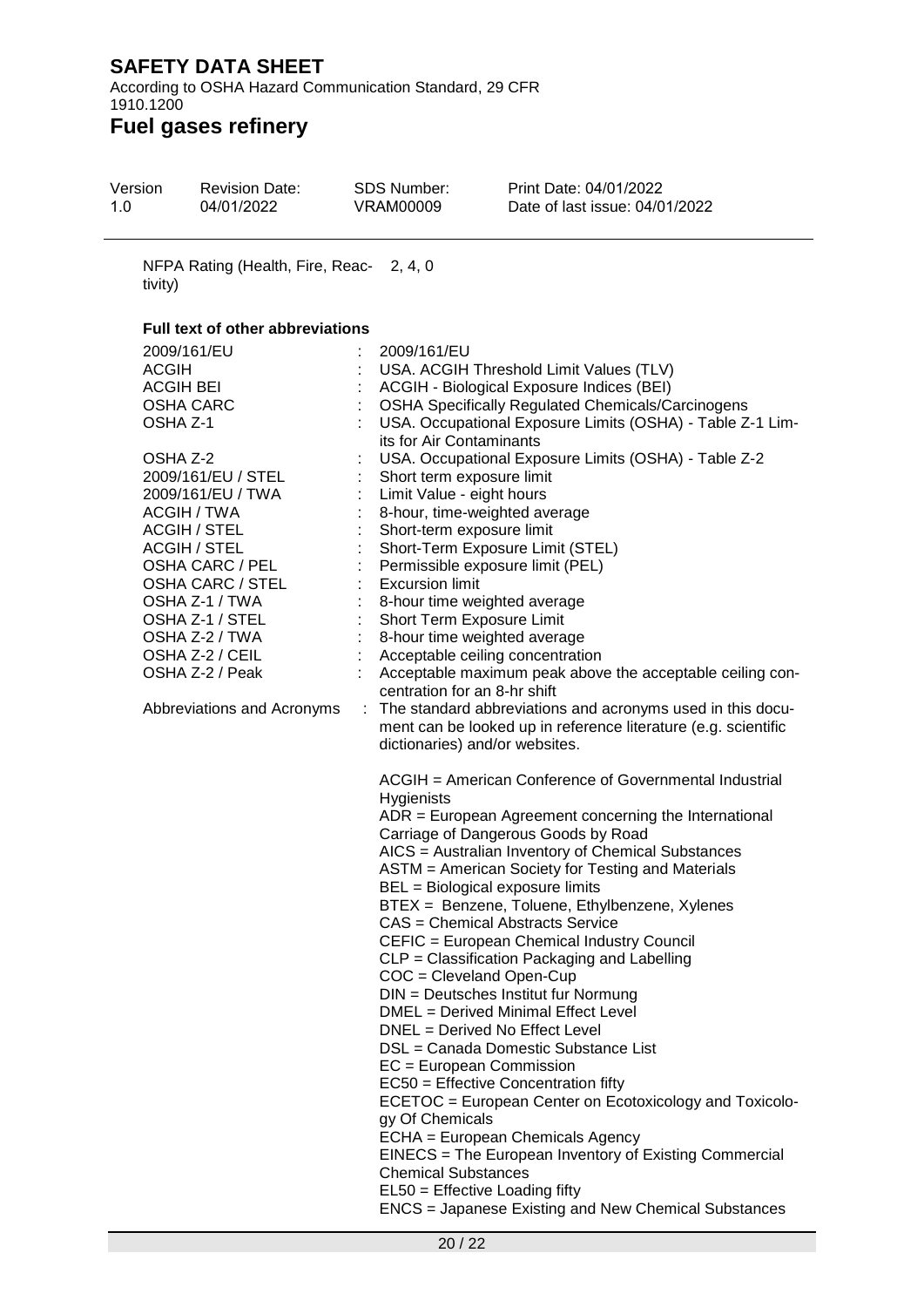NFPA Rating (Health, Fire, Reactivity) 2, 4, 0

**Full text of other abbreviations**

| | | |
|---|---|---|
| 2009/161/EU | : | 2009/161/EU |
| ACGIH | : | USA. ACGIH Threshold Limit Values (TLV) |
| ACGIH BEI | : | ACGIH - Biological Exposure Indices (BEI) |
| OSHA CARC | : | OSHA Specifically Regulated Chemicals/Carcinogens |
| OSHA Z-1 | : | USA. Occupational Exposure Limits (OSHA) - Table Z-1 Limits for Air Contaminants |
| OSHA Z-2 | : | USA. Occupational Exposure Limits (OSHA) - Table Z-2 |
| 2009/161/EU / STEL | : | Short term exposure limit |
| 2009/161/EU / TWA | : | Limit Value - eight hours |
| ACGIH / TWA | : | 8-hour, time-weighted average |
| ACGIH / STEL | : | Short-term exposure limit |
| ACGIH / STEL | : | Short-Term Exposure Limit (STEL) |
| OSHA CARC / PEL | : | Permissible exposure limit (PEL) |
| OSHA CARC / STEL | : | Excursion limit |
| OSHA Z-1 / TWA | : | 8-hour time weighted average |
| OSHA Z-1 / STEL | : | Short Term Exposure Limit |
| OSHA Z-2 / TWA | : | 8-hour time weighted average |
| OSHA Z-2 / CEIL | : | Acceptable ceiling concentration |
| OSHA Z-2 / Peak | : | Acceptable maximum peak above the acceptable ceiling concentration for an 8-hr shift |

Abbreviations and Acronyms : The standard abbreviations and acronyms used in this document can be looked up in reference literature (e.g. scientific dictionaries) and/or websites.

ACGIH = American Conference of Governmental Industrial Hygienists
ADR = European Agreement concerning the International Carriage of Dangerous Goods by Road
AICS = Australian Inventory of Chemical Substances
ASTM = American Society for Testing and Materials
BEL = Biological exposure limits
BTEX = Benzene, Toluene, Ethylbenzene, Xylenes
CAS = Chemical Abstracts Service
CEFIC = European Chemical Industry Council
CLP = Classification Packaging and Labelling
COC = Cleveland Open-Cup
DIN = Deutsches Institut fur Normung
DMEL = Derived Minimal Effect Level
DNEL = Derived No Effect Level
DSL = Canada Domestic Substance List
EC = European Commission
EC50 = Effective Concentration fifty
ECETOC = European Center on Ecotoxicology and Toxicology Of Chemicals
ECHA = European Chemicals Agency
EINECS = The European Inventory of Existing Commercial Chemical Substances
EL50 = Effective Loading fifty
ENCS = Japanese Existing and New Chemical Substances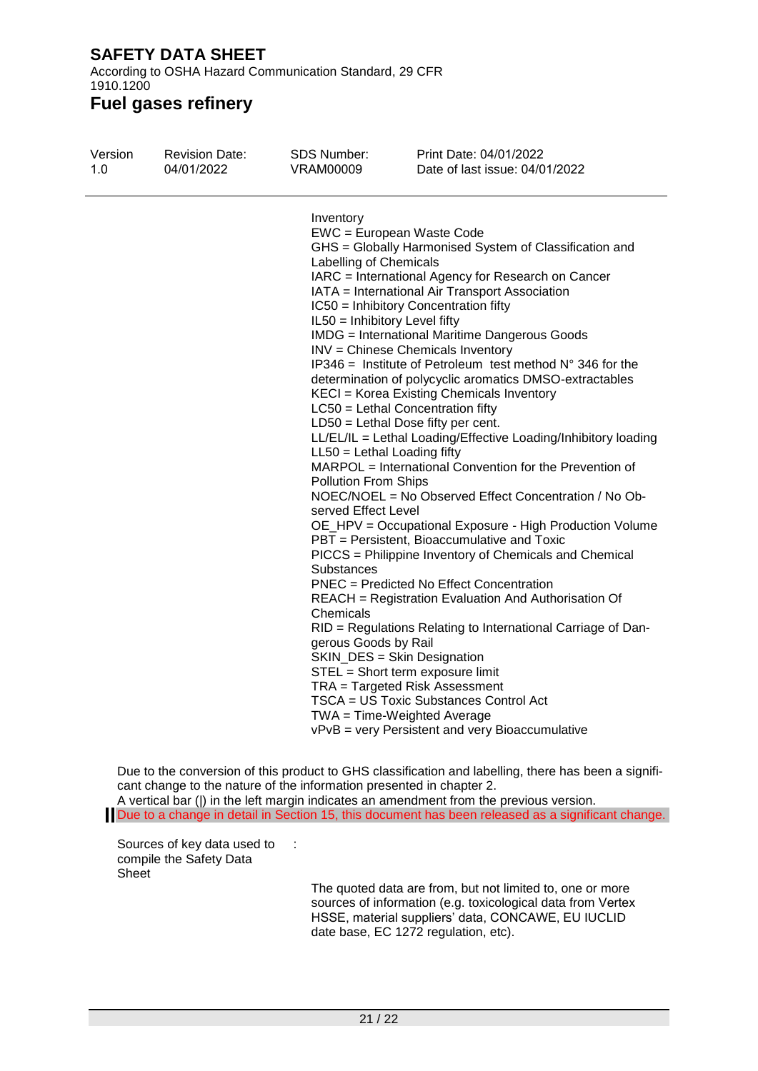Inventory
EWC = European Waste Code
GHS = Globally Harmonised System of Classification and Labelling of Chemicals
IARC = International Agency for Research on Cancer
IATA = International Air Transport Association
IC50 = Inhibitory Concentration fifty
IL50 = Inhibitory Level fifty
IMDG = International Maritime Dangerous Goods
INV = Chinese Chemicals Inventory
IP346 = Institute of Petroleum test method N° 346 for the determination of polycyclic aromatics DMSO-extractables
KECI = Korea Existing Chemicals Inventory
LC50 = Lethal Concentration fifty
LD50 = Lethal Dose fifty per cent.
LL/EL/IL = Lethal Loading/Effective Loading/Inhibitory loading
LL50 = Lethal Loading fifty
MARPOL = International Convention for the Prevention of Pollution From Ships
NOEC/NOEL = No Observed Effect Concentration / No Observed Effect Level
OE_HPV = Occupational Exposure - High Production Volume
PBT = Persistent, Bioaccumulative and Toxic
PICCS = Philippine Inventory of Chemicals and Chemical Substances
PNEC = Predicted No Effect Concentration
REACH = Registration Evaluation And Authorisation Of Chemicals
RID = Regulations Relating to International Carriage of Dangerous Goods by Rail
SKIN_DES = Skin Designation
STEL = Short term exposure limit
TRA = Targeted Risk Assessment
TSCA = US Toxic Substances Control Act
TWA = Time-Weighted Average
vPvB = very Persistent and very Bioaccumulative

Due to the conversion of this product to GHS classification and labelling, there has been a significant change to the nature of the information presented in chapter 2.
A vertical bar (|) in the left margin indicates an amendment from the previous version.
Due to a change in detail in Section 15, this document has been released as a significant change.

Sources of key data used to compile the Safety Data Sheet :

The quoted data are from, but not limited to, one or more sources of information (e.g. toxicological data from Vertex HSSE, material suppliers' data, CONCAWE, EU IUCLID date base, EC 1272 regulation, etc).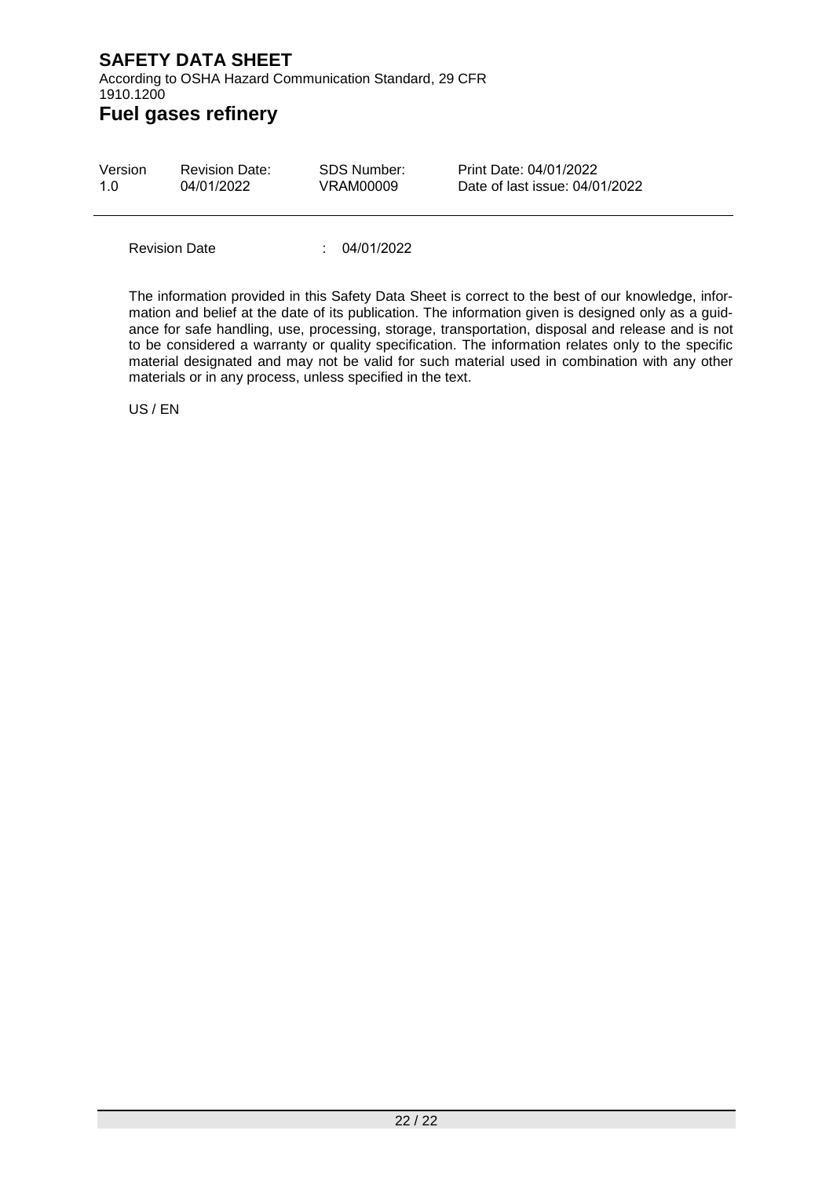Revision Date : 04/01/2022

The information provided in this Safety Data Sheet is correct to the best of our knowledge, information and belief at the date of its publication. The information given is designed only as a guidance for safe handling, use, processing, storage, transportation, disposal and release and is not to be considered a warranty or quality specification. The information relates only to the specific material designated and may not be valid for such material used in combination with any other materials or in any process, unless specified in the text.

US / EN